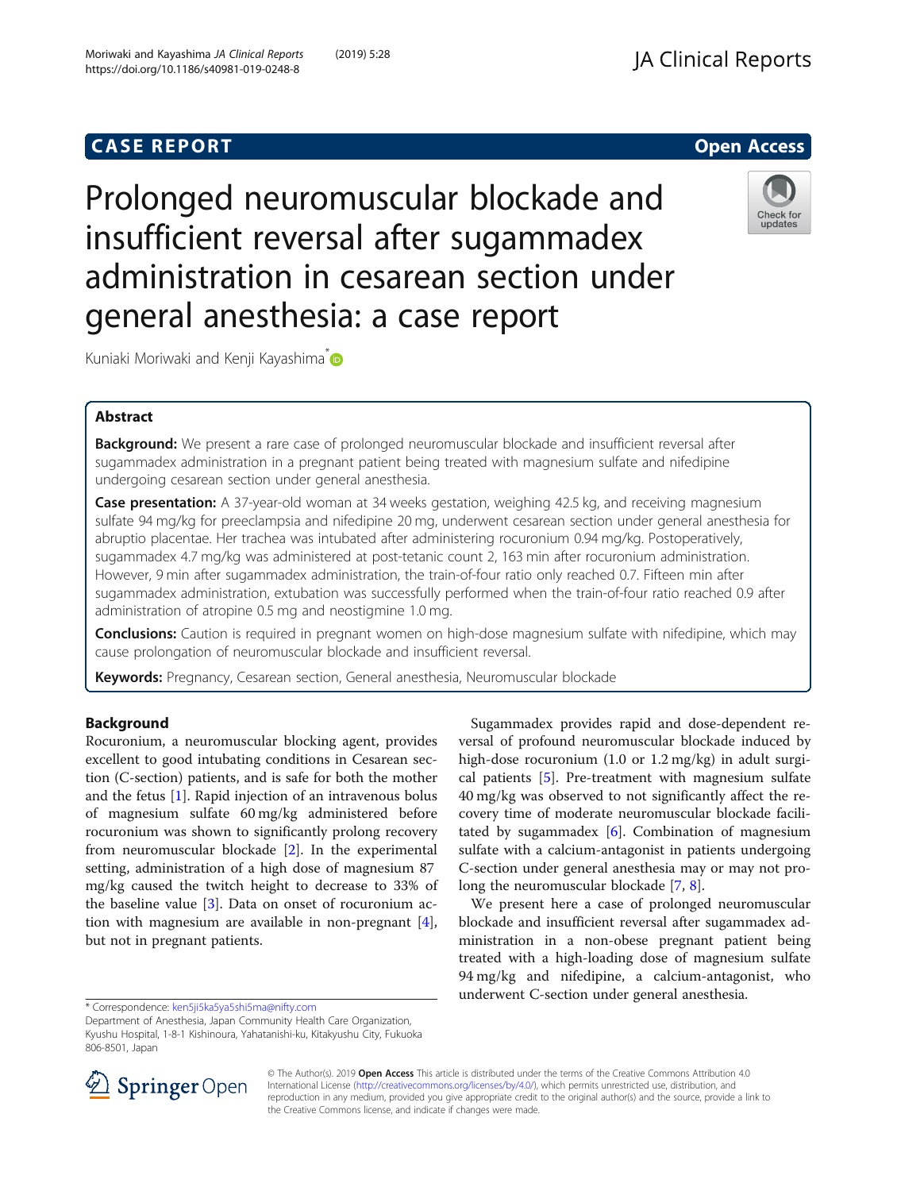CASE REPORT Open Access

# Prolonged neuromuscular blockade and insufficient reversal after sugammadex administration in cesarean section under general anesthesia: a case report

Kuniaki Moriwaki and Kenji Kayashima*

## Abstract

**Background:** We present a rare case of prolonged neuromuscular blockade and insufficient reversal after sugammadex administration in a pregnant patient being treated with magnesium sulfate and nifedipine undergoing cesarean section under general anesthesia.

**Case presentation:** A 37-year-old woman at 34 weeks gestation, weighing 42.5 kg, and receiving magnesium sulfate 94 mg/kg for preeclampsia and nifedipine 20 mg, underwent cesarean section under general anesthesia for abruptio placentae. Her trachea was intubated after administering rocuronium 0.94 mg/kg. Postoperatively, sugammadex 4.7 mg/kg was administered at post-tetanic count 2, 163 min after rocuronium administration. However, 9 min after sugammadex administration, the train-of-four ratio only reached 0.7. Fifteen min after sugammadex administration, extubation was successfully performed when the train-of-four ratio reached 0.9 after administration of atropine 0.5 mg and neostigmine 1.0 mg.

**Conclusions:** Caution is required in pregnant women on high-dose magnesium sulfate with nifedipine, which may cause prolongation of neuromuscular blockade and insufficient reversal.

**Keywords:** Pregnancy, Cesarean section, General anesthesia, Neuromuscular blockade

## Background

Rocuronium, a neuromuscular blocking agent, provides excellent to good intubating conditions in Cesarean section (C-section) patients, and is safe for both the mother and the fetus [1]. Rapid injection of an intravenous bolus of magnesium sulfate 60 mg/kg administered before rocuronium was shown to significantly prolong recovery from neuromuscular blockade [2]. In the experimental setting, administration of a high dose of magnesium 87 mg/kg caused the twitch height to decrease to 33% of the baseline value [3]. Data on onset of rocuronium action with magnesium are available in non-pregnant [4], but not in pregnant patients.

Sugammadex provides rapid and dose-dependent reversal of profound neuromuscular blockade induced by high-dose rocuronium (1.0 or 1.2 mg/kg) in adult surgical patients [5]. Pre-treatment with magnesium sulfate 40 mg/kg was observed to not significantly affect the recovery time of moderate neuromuscular blockade facilitated by sugammadex [6]. Combination of magnesium sulfate with a calcium-antagonist in patients undergoing C-section under general anesthesia may or may not prolong the neuromuscular blockade [7, 8].

We present here a case of prolonged neuromuscular blockade and insufficient reversal after sugammadex administration in a non-obese pregnant patient being treated with a high-loading dose of magnesium sulfate 94 mg/kg and nifedipine, a calcium-antagonist, who underwent C-section under general anesthesia.

\* Correspondence: ken5ji5ka5ya5shi5ma@nifty.com
Department of Anesthesia, Japan Community Health Care Organization, Kyushu Hospital, 1-8-1 Kishinoura, Yahatanishi-ku, Kitakyushu City, Fukuoka 806-8501, Japan

© The Author(s). 2019 **Open Access** This article is distributed under the terms of the Creative Commons Attribution 4.0 International License (http://creativecommons.org/licenses/by/4.0/), which permits unrestricted use, distribution, and reproduction in any medium, provided you give appropriate credit to the original author(s) and the source, provide a link to the Creative Commons license, and indicate if changes were made.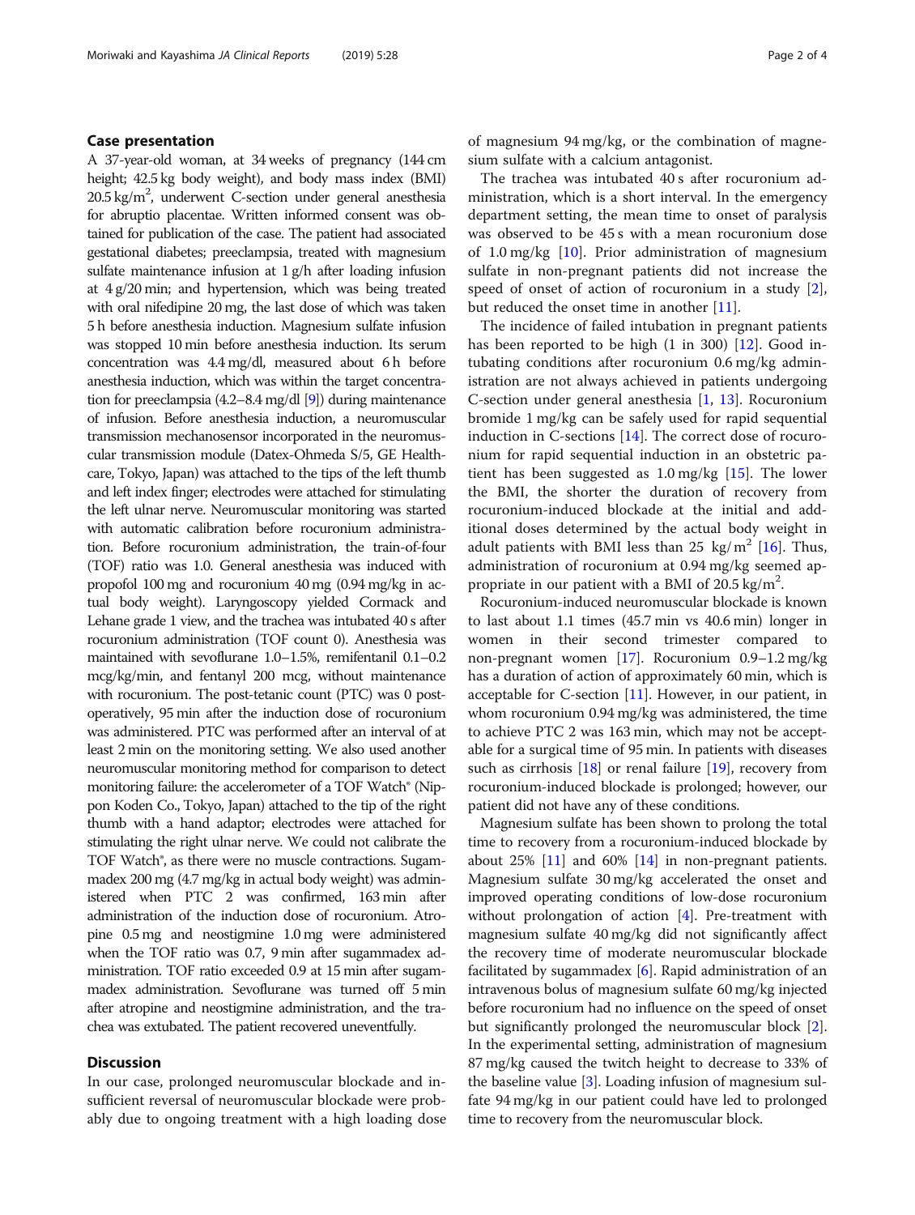## Case presentation

A 37-year-old woman, at 34 weeks of pregnancy (144 cm height; 42.5 kg body weight), and body mass index (BMI) 20.5 kg/m$^2$, underwent C-section under general anesthesia for abruptio placentae. Written informed consent was obtained for publication of the case. The patient had associated gestational diabetes; preeclampsia, treated with magnesium sulfate maintenance infusion at 1 g/h after loading infusion at 4 g/20 min; and hypertension, which was being treated with oral nifedipine 20 mg, the last dose of which was taken 5 h before anesthesia induction. Magnesium sulfate infusion was stopped 10 min before anesthesia induction. Its serum concentration was 4.4 mg/dl, measured about 6 h before anesthesia induction, which was within the target concentration for preeclampsia (4.2–8.4 mg/dl [9]) during maintenance of infusion. Before anesthesia induction, a neuromuscular transmission mechanosensor incorporated in the neuromuscular transmission module (Datex-Ohmeda S/5, GE Healthcare, Tokyo, Japan) was attached to the tips of the left thumb and left index finger; electrodes were attached for stimulating the left ulnar nerve. Neuromuscular monitoring was started with automatic calibration before rocuronium administration. Before rocuronium administration, the train-of-four (TOF) ratio was 1.0. General anesthesia was induced with propofol 100 mg and rocuronium 40 mg (0.94 mg/kg in actual body weight). Laryngoscopy yielded Cormack and Lehane grade 1 view, and the trachea was intubated 40 s after rocuronium administration (TOF count 0). Anesthesia was maintained with sevoflurane 1.0–1.5%, remifentanil 0.1–0.2 mcg/kg/min, and fentanyl 200 mcg, without maintenance with rocuronium. The post-tetanic count (PTC) was 0 postoperatively, 95 min after the induction dose of rocuronium was administered. PTC was performed after an interval of at least 2 min on the monitoring setting. We also used another neuromuscular monitoring method for comparison to detect monitoring failure: the accelerometer of a TOF Watch® (Nippon Koden Co., Tokyo, Japan) attached to the tip of the right thumb with a hand adaptor; electrodes were attached for stimulating the right ulnar nerve. We could not calibrate the TOF Watch®, as there were no muscle contractions. Sugammadex 200 mg (4.7 mg/kg in actual body weight) was administered when PTC 2 was confirmed, 163 min after administration of the induction dose of rocuronium. Atropine 0.5 mg and neostigmine 1.0 mg were administered when the TOF ratio was 0.7, 9 min after sugammadex administration. TOF ratio exceeded 0.9 at 15 min after sugammadex administration. Sevoflurane was turned off 5 min after atropine and neostigmine administration, and the trachea was extubated. The patient recovered uneventfully.

## Discussion

In our case, prolonged neuromuscular blockade and insufficient reversal of neuromuscular blockade were probably due to ongoing treatment with a high loading dose of magnesium 94 mg/kg, or the combination of magnesium sulfate with a calcium antagonist.

The trachea was intubated 40 s after rocuronium administration, which is a short interval. In the emergency department setting, the mean time to onset of paralysis was observed to be 45 s with a mean rocuronium dose of 1.0 mg/kg [10]. Prior administration of magnesium sulfate in non-pregnant patients did not increase the speed of onset of action of rocuronium in a study [2], but reduced the onset time in another [11].

The incidence of failed intubation in pregnant patients has been reported to be high (1 in 300) [12]. Good intubating conditions after rocuronium 0.6 mg/kg administration are not always achieved in patients undergoing C-section under general anesthesia [1, 13]. Rocuronium bromide 1 mg/kg can be safely used for rapid sequential induction in C-sections [14]. The correct dose of rocuronium for rapid sequential induction in an obstetric patient has been suggested as 1.0 mg/kg [15]. The lower the BMI, the shorter the duration of recovery from rocuronium-induced blockade at the initial and additional doses determined by the actual body weight in adult patients with BMI less than 25 kg/m$^2$ [16]. Thus, administration of rocuronium at 0.94 mg/kg seemed appropriate in our patient with a BMI of 20.5 kg/m$^2$.

Rocuronium-induced neuromuscular blockade is known to last about 1.1 times (45.7 min vs 40.6 min) longer in women in their second trimester compared to non-pregnant women [17]. Rocuronium 0.9–1.2 mg/kg has a duration of action of approximately 60 min, which is acceptable for C-section [11]. However, in our patient, in whom rocuronium 0.94 mg/kg was administered, the time to achieve PTC 2 was 163 min, which may not be acceptable for a surgical time of 95 min. In patients with diseases such as cirrhosis [18] or renal failure [19], recovery from rocuronium-induced blockade is prolonged; however, our patient did not have any of these conditions.

Magnesium sulfate has been shown to prolong the total time to recovery from a rocuronium-induced blockade by about 25% [11] and 60% [14] in non-pregnant patients. Magnesium sulfate 30 mg/kg accelerated the onset and improved operating conditions of low-dose rocuronium without prolongation of action [4]. Pre-treatment with magnesium sulfate 40 mg/kg did not significantly affect the recovery time of moderate neuromuscular blockade facilitated by sugammadex [6]. Rapid administration of an intravenous bolus of magnesium sulfate 60 mg/kg injected before rocuronium had no influence on the speed of onset but significantly prolonged the neuromuscular block [2]. In the experimental setting, administration of magnesium 87 mg/kg caused the twitch height to decrease to 33% of the baseline value [3]. Loading infusion of magnesium sulfate 94 mg/kg in our patient could have led to prolonged time to recovery from the neuromuscular block.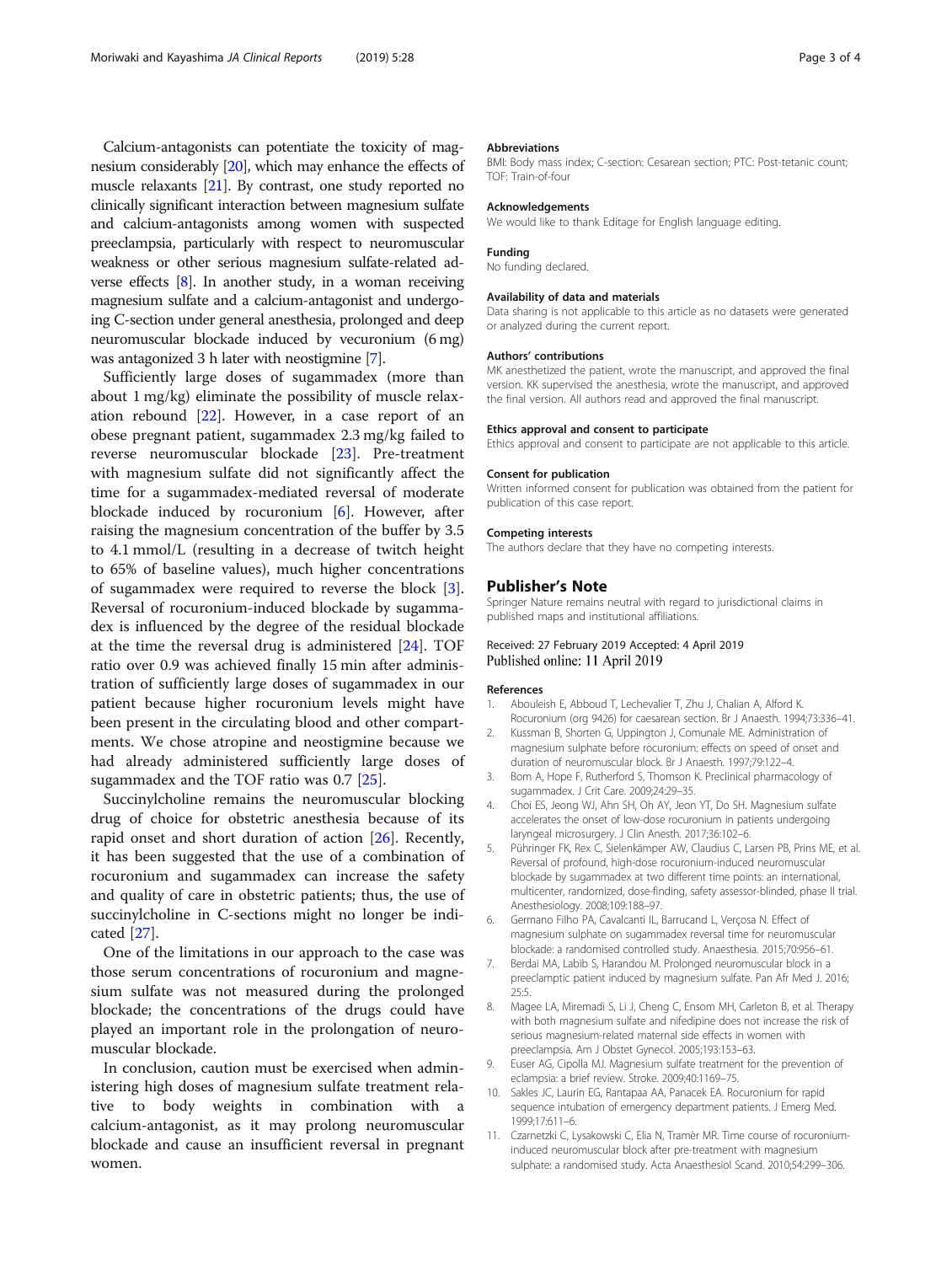Calcium-antagonists can potentiate the toxicity of magnesium considerably [20], which may enhance the effects of muscle relaxants [21]. By contrast, one study reported no clinically significant interaction between magnesium sulfate and calcium-antagonists among women with suspected preeclampsia, particularly with respect to neuromuscular weakness or other serious magnesium sulfate-related adverse effects [8]. In another study, in a woman receiving magnesium sulfate and a calcium-antagonist and undergoing C-section under general anesthesia, prolonged and deep neuromuscular blockade induced by vecuronium (6 mg) was antagonized 3 h later with neostigmine [7].

Sufficiently large doses of sugammadex (more than about 1 mg/kg) eliminate the possibility of muscle relaxation rebound [22]. However, in a case report of an obese pregnant patient, sugammadex 2.3 mg/kg failed to reverse neuromuscular blockade [23]. Pre-treatment with magnesium sulfate did not significantly affect the time for a sugammadex-mediated reversal of moderate blockade induced by rocuronium [6]. However, after raising the magnesium concentration of the buffer by 3.5 to 4.1 mmol/L (resulting in a decrease of twitch height to 65% of baseline values), much higher concentrations of sugammadex were required to reverse the block [3]. Reversal of rocuronium-induced blockade by sugammadex is influenced by the degree of the residual blockade at the time the reversal drug is administered [24]. TOF ratio over 0.9 was achieved finally 15 min after administration of sufficiently large doses of sugammadex in our patient because higher rocuronium levels might have been present in the circulating blood and other compartments. We chose atropine and neostigmine because we had already administered sufficiently large doses of sugammadex and the TOF ratio was 0.7 [25].

Succinylcholine remains the neuromuscular blocking drug of choice for obstetric anesthesia because of its rapid onset and short duration of action [26]. Recently, it has been suggested that the use of a combination of rocuronium and sugammadex can increase the safety and quality of care in obstetric patients; thus, the use of succinylcholine in C-sections might no longer be indicated [27].

One of the limitations in our approach to the case was those serum concentrations of rocuronium and magnesium sulfate was not measured during the prolonged blockade; the concentrations of the drugs could have played an important role in the prolongation of neuromuscular blockade.

In conclusion, caution must be exercised when administering high doses of magnesium sulfate treatment relative to body weights in combination with a calcium-antagonist, as it may prolong neuromuscular blockade and cause an insufficient reversal in pregnant women.

#### Abbreviations
BMI: Body mass index; C-section: Cesarean section; PTC: Post-tetanic count; TOF: Train-of-four

#### Acknowledgements
We would like to thank Editage for English language editing.

#### Funding
No funding declared.

#### Availability of data and materials
Data sharing is not applicable to this article as no datasets were generated or analyzed during the current report.

#### Authors' contributions
MK anesthetized the patient, wrote the manuscript, and approved the final version. KK supervised the anesthesia, wrote the manuscript, and approved the final version. All authors read and approved the final manuscript.

#### Ethics approval and consent to participate
Ethics approval and consent to participate are not applicable to this article.

#### Consent for publication
Written informed consent for publication was obtained from the patient for publication of this case report.

#### Competing interests
The authors declare that they have no competing interests.

## Publisher's Note
Springer Nature remains neutral with regard to jurisdictional claims in published maps and institutional affiliations.

Received: 27 February 2019 Accepted: 4 April 2019
Published online: 11 April 2019

#### References
1. Abouleish E, Abboud T, Lechevalier T, Zhu J, Chalian A, Alford K. Rocuronium (org 9426) for caesarean section. Br J Anaesth. 1994;73:336–41.
2. Kussman B, Shorten G, Uppington J, Comunale ME. Administration of magnesium sulphate before rocuronium: effects on speed of onset and duration of neuromuscular block. Br J Anaesth. 1997;79:122–4.
3. Bom A, Hope F, Rutherford S, Thomson K. Preclinical pharmacology of sugammadex. J Crit Care. 2009;24:29–35.
4. Choi ES, Jeong WJ, Ahn SH, Oh AY, Jeon YT, Do SH. Magnesium sulfate accelerates the onset of low-dose rocuronium in patients undergoing laryngeal microsurgery. J Clin Anesth. 2017;36:102–6.
5. Pühringer FK, Rex C, Sielenkämper AW, Claudius C, Larsen PB, Prins ME, et al. Reversal of profound, high-dose rocuronium-induced neuromuscular blockade by sugammadex at two different time points: an international, multicenter, randomized, dose-finding, safety assessor-blinded, phase II trial. Anesthesiology. 2008;109:188–97.
6. Germano Filho PA, Cavalcanti IL, Barrucand L, Verçosa N. Effect of magnesium sulphate on sugammadex reversal time for neuromuscular blockade: a randomised controlled study. Anaesthesia. 2015;70:956–61.
7. Berdai MA, Labib S, Harandou M. Prolonged neuromuscular block in a preeclamptic patient induced by magnesium sulfate. Pan Afr Med J. 2016;25:5.
8. Magee LA, Miremadi S, Li J, Cheng C, Ensom MH, Carleton B, et al. Therapy with both magnesium sulfate and nifedipine does not increase the risk of serious magnesium-related maternal side effects in women with preeclampsia. Am J Obstet Gynecol. 2005;193:153–63.
9. Euser AG, Cipolla MJ. Magnesium sulfate treatment for the prevention of eclampsia: a brief review. Stroke. 2009;40:1169–75.
10. Sakles JC, Laurin EG, Rantapaa AA, Panacek EA. Rocuronium for rapid sequence intubation of emergency department patients. J Emerg Med. 1999;17:611–6.
11. Czarnetzki C, Lysakowski C, Elia N, Tramèr MR. Time course of rocuronium-induced neuromuscular block after pre-treatment with magnesium sulphate: a randomised study. Acta Anaesthesiol Scand. 2010;54:299–306.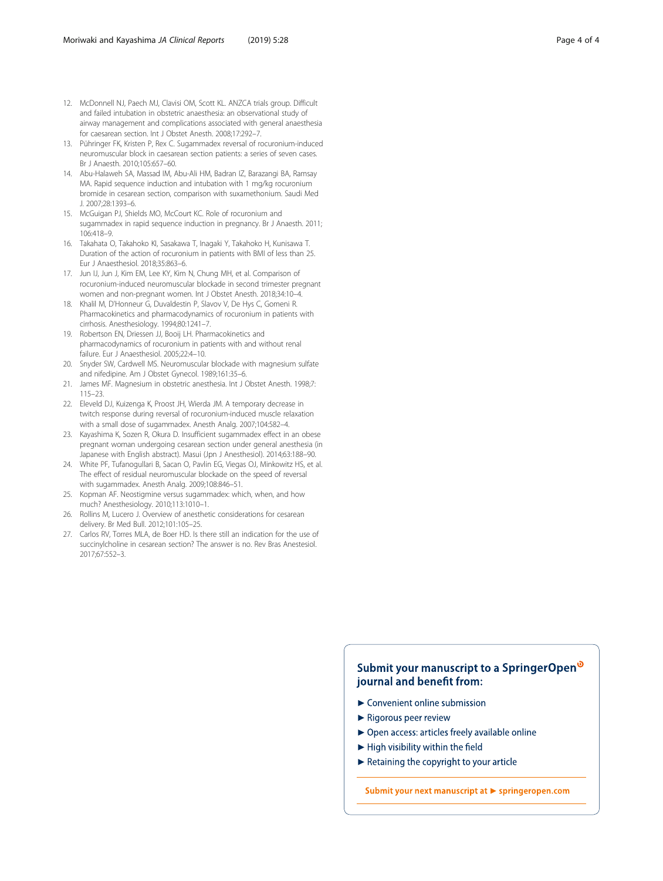12. McDonnell NJ, Paech MJ, Clavisi OM, Scott KL. ANZCA trials group. Difficult and failed intubation in obstetric anaesthesia: an observational study of airway management and complications associated with general anaesthesia for caesarean section. Int J Obstet Anesth. 2008;17:292–7.
13. Pühringer FK, Kristen P, Rex C. Sugammadex reversal of rocuronium-induced neuromuscular block in caesarean section patients: a series of seven cases. Br J Anaesth. 2010;105:657–60.
14. Abu-Halaweh SA, Massad IM, Abu-Ali HM, Badran IZ, Barazangi BA, Ramsay MA. Rapid sequence induction and intubation with 1 mg/kg rocuronium bromide in cesarean section, comparison with suxamethonium. Saudi Med J. 2007;28:1393–6.
15. McGuigan PJ, Shields MO, McCourt KC. Role of rocuronium and sugammadex in rapid sequence induction in pregnancy. Br J Anaesth. 2011; 106:418–9.
16. Takahata O, Takahoko KI, Sasakawa T, Inagaki Y, Takahoko H, Kunisawa T. Duration of the action of rocuronium in patients with BMI of less than 25. Eur J Anaesthesiol. 2018;35:863–6.
17. Jun IJ, Jun J, Kim EM, Lee KY, Kim N, Chung MH, et al. Comparison of rocuronium-induced neuromuscular blockade in second trimester pregnant women and non-pregnant women. Int J Obstet Anesth. 2018;34:10–4.
18. Khalil M, D'Honneur G, Duvaldestin P, Slavov V, De Hys C, Gomeni R. Pharmacokinetics and pharmacodynamics of rocuronium in patients with cirrhosis. Anesthesiology. 1994;80:1241–7.
19. Robertson EN, Driessen JJ, Booij LH. Pharmacokinetics and pharmacodynamics of rocuronium in patients with and without renal failure. Eur J Anaesthesiol. 2005;22:4–10.
20. Snyder SW, Cardwell MS. Neuromuscular blockade with magnesium sulfate and nifedipine. Am J Obstet Gynecol. 1989;161:35–6.
21. James MF. Magnesium in obstetric anesthesia. Int J Obstet Anesth. 1998;7: 115–23.
22. Eleveld DJ, Kuizenga K, Proost JH, Wierda JM. A temporary decrease in twitch response during reversal of rocuronium-induced muscle relaxation with a small dose of sugammadex. Anesth Analg. 2007;104:582–4.
23. Kayashima K, Sozen R, Okura D. Insufficient sugammadex effect in an obese pregnant woman undergoing cesarean section under general anesthesia (in Japanese with English abstract). Masui (Jpn J Anesthesiol). 2014;63:188–90.
24. White PF, Tufanogullari B, Sacan O, Pavlin EG, Viegas OJ, Minkowitz HS, et al. The effect of residual neuromuscular blockade on the speed of reversal with sugammadex. Anesth Analg. 2009;108:846–51.
25. Kopman AF. Neostigmine versus sugammadex: which, when, and how much? Anesthesiology. 2010;113:1010–1.
26. Rollins M, Lucero J. Overview of anesthetic considerations for cesarean delivery. Br Med Bull. 2012;101:105–25.
27. Carlos RV, Torres MLA, de Boer HD. Is there still an indication for the use of succinylcholine in cesarean section? The answer is no. Rev Bras Anestesiol. 2017;67:552–3.